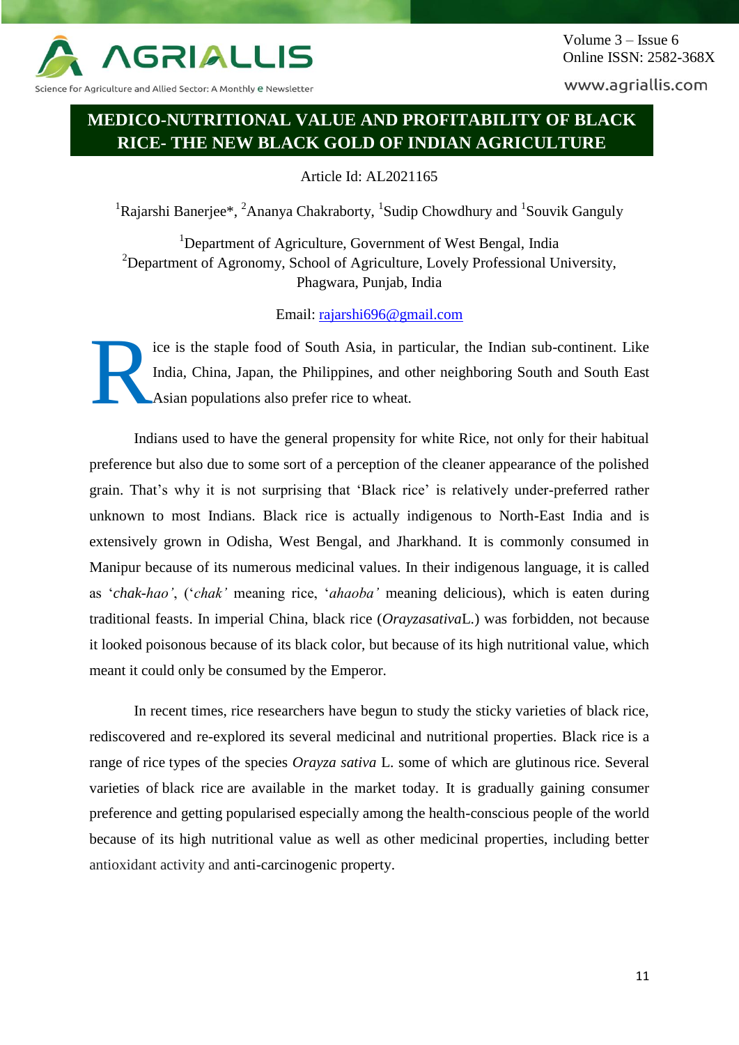# MEDICO-NUTRITIONAL VALUE AND PROFITABILITY OF BLACK RICE- THE NEW BLACK GOLD OF INDIAN AGRICULTURE

Article Id: AL2021165

[1]Rajarshi Banerjee*, [2]Ananya Chakraborty, [1]Sudip Chowdhury and [1]Souvik Ganguly

[1]Department of Agriculture, Government of West Bengal, India
[2]Department of Agronomy, School of Agriculture, Lovely Professional University, Phagwara, Punjab, India

Email: rajarshi696@gmail.com

Rice is the staple food of South Asia, in particular, the Indian sub-continent. Like India, China, Japan, the Philippines, and other neighboring South and South East Asian populations also prefer rice to wheat.

Indians used to have the general propensity for white Rice, not only for their habitual preference but also due to some sort of a perception of the cleaner appearance of the polished grain. That's why it is not surprising that 'Black rice' is relatively under-preferred rather unknown to most Indians. Black rice is actually indigenous to North-East India and is extensively grown in Odisha, West Bengal, and Jharkhand. It is commonly consumed in Manipur because of its numerous medicinal values. In their indigenous language, it is called as '*chak-hao*', ('*chak'* meaning rice, '*ahaoba'* meaning delicious), which is eaten during traditional feasts. In imperial China, black rice (*Orayzasativa*L.) was forbidden, not because it looked poisonous because of its black color, but because of its high nutritional value, which meant it could only be consumed by the Emperor.

In recent times, rice researchers have begun to study the sticky varieties of black rice, rediscovered and re-explored its several medicinal and nutritional properties. Black rice is a range of rice types of the species *Orayza sativa* L. some of which are glutinous rice. Several varieties of black rice are available in the market today. It is gradually gaining consumer preference and getting popularised especially among the health-conscious people of the world because of its high nutritional value as well as other medicinal properties, including better antioxidant activity and anti-carcinogenic property.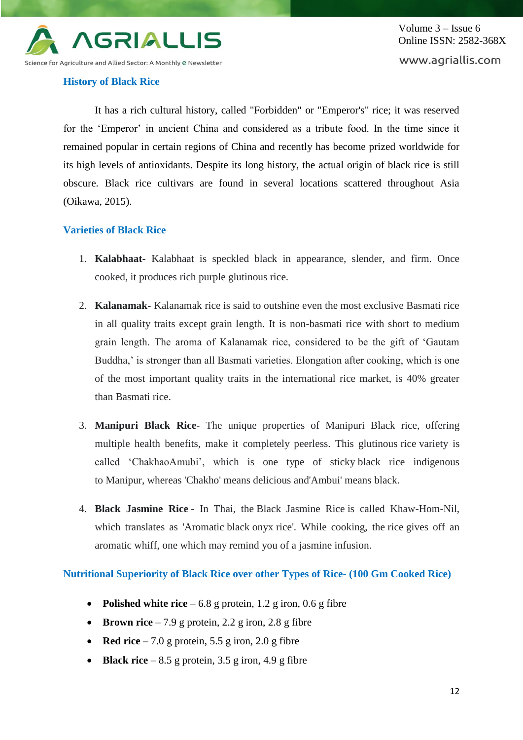## History of Black Rice

It has a rich cultural history, called "Forbidden" or "Emperor's" rice; it was reserved for the 'Emperor' in ancient China and considered as a tribute food. In the time since it remained popular in certain regions of China and recently has become prized worldwide for its high levels of antioxidants. Despite its long history, the actual origin of black rice is still obscure. Black rice cultivars are found in several locations scattered throughout Asia (Oikawa, 2015).

## Varieties of Black Rice

1. **Kalabhaat**- Kalabhaat is speckled black in appearance, slender, and firm. Once cooked, it produces rich purple glutinous rice.

2. **Kalanamak**- Kalanamak rice is said to outshine even the most exclusive Basmati rice in all quality traits except grain length. It is non-basmati rice with short to medium grain length. The aroma of Kalanamak rice, considered to be the gift of 'Gautam Buddha,' is stronger than all Basmati varieties. Elongation after cooking, which is one of the most important quality traits in the international rice market, is 40% greater than Basmati rice.

3. **Manipuri Black Rice**- The unique properties of Manipuri Black rice, offering multiple health benefits, make it completely peerless. This glutinous rice variety is called 'ChakhaoAmubi', which is one type of sticky black rice indigenous to Manipur, whereas 'Chakho' means delicious and'Ambui' means black.

4. **Black Jasmine Rice** - In Thai, the Black Jasmine Rice is called Khaw-Hom-Nil, which translates as 'Aromatic black onyx rice'. While cooking, the rice gives off an aromatic whiff, one which may remind you of a jasmine infusion.

## Nutritional Superiority of Black Rice over other Types of Rice- (100 Gm Cooked Rice)

- **Polished white rice** – 6.8 g protein, 1.2 g iron, 0.6 g fibre
- **Brown rice** – 7.9 g protein, 2.2 g iron, 2.8 g fibre
- **Red rice** – 7.0 g protein, 5.5 g iron, 2.0 g fibre
- **Black rice** – 8.5 g protein, 3.5 g iron, 4.9 g fibre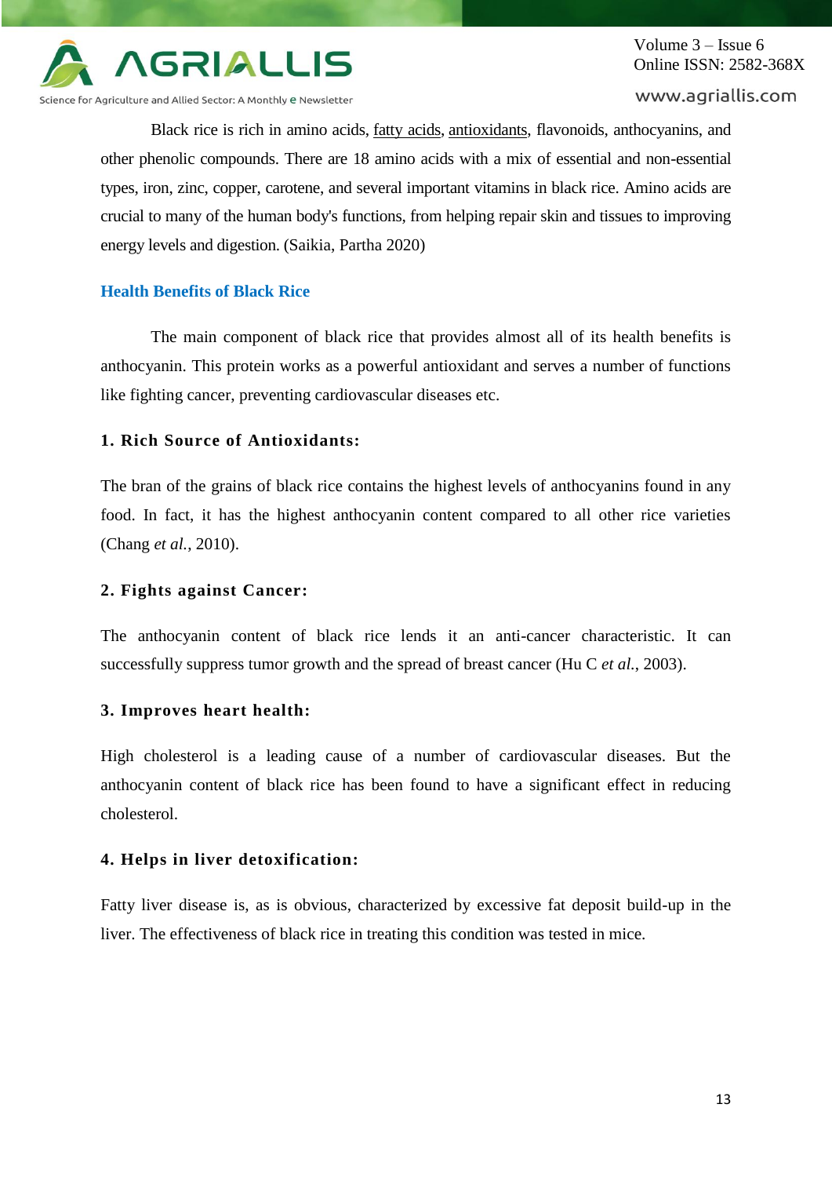Black rice is rich in amino acids, fatty acids, antioxidants, flavonoids, anthocyanins, and other phenolic compounds. There are 18 amino acids with a mix of essential and non-essential types, iron, zinc, copper, carotene, and several important vitamins in black rice. Amino acids are crucial to many of the human body's functions, from helping repair skin and tissues to improving energy levels and digestion. (Saikia, Partha 2020)

## Health Benefits of Black Rice

The main component of black rice that provides almost all of its health benefits is anthocyanin. This protein works as a powerful antioxidant and serves a number of functions like fighting cancer, preventing cardiovascular diseases etc.

### 1. Rich Source of Antioxidants:

The bran of the grains of black rice contains the highest levels of anthocyanins found in any food. In fact, it has the highest anthocyanin content compared to all other rice varieties (Chang *et al.*, 2010).

### 2. Fights against Cancer:

The anthocyanin content of black rice lends it an anti-cancer characteristic. It can successfully suppress tumor growth and the spread of breast cancer (Hu C *et al.*, 2003).

### 3. Improves heart health:

High cholesterol is a leading cause of a number of cardiovascular diseases. But the anthocyanin content of black rice has been found to have a significant effect in reducing cholesterol.

### 4. Helps in liver detoxification:

Fatty liver disease is, as is obvious, characterized by excessive fat deposit build-up in the liver. The effectiveness of black rice in treating this condition was tested in mice.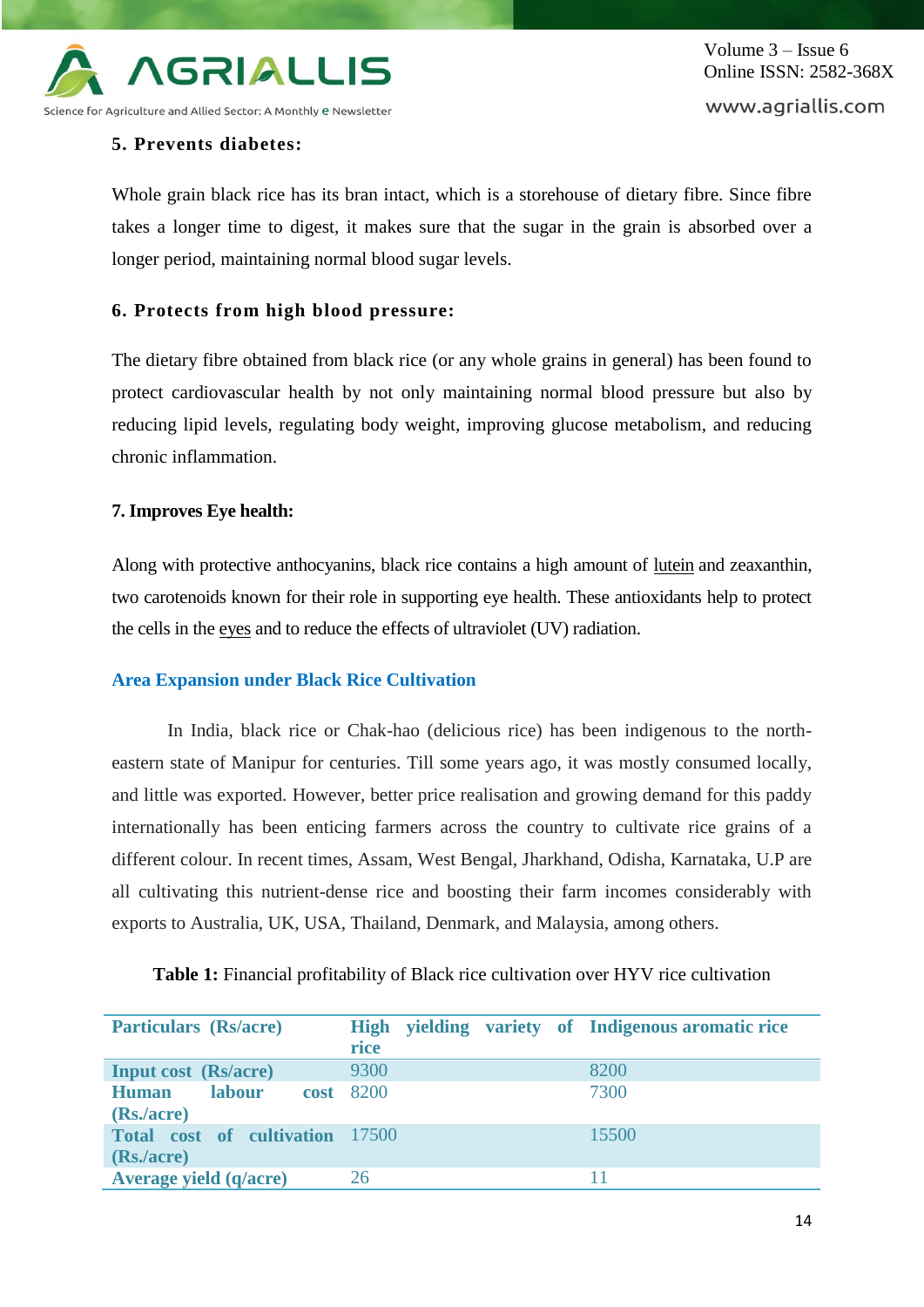### 5. Prevents diabetes:

Whole grain black rice has its bran intact, which is a storehouse of dietary fibre. Since fibre takes a longer time to digest, it makes sure that the sugar in the grain is absorbed over a longer period, maintaining normal blood sugar levels.

### 6. Protects from high blood pressure:

The dietary fibre obtained from black rice (or any whole grains in general) has been found to protect cardiovascular health by not only maintaining normal blood pressure but also by reducing lipid levels, regulating body weight, improving glucose metabolism, and reducing chronic inflammation.

### 7. Improves Eye health:

Along with protective anthocyanins, black rice contains a high amount of lutein and zeaxanthin, two carotenoids known for their role in supporting eye health. These antioxidants help to protect the cells in the eyes and to reduce the effects of ultraviolet (UV) radiation.

## Area Expansion under Black Rice Cultivation

In India, black rice or Chak-hao (delicious rice) has been indigenous to the north-eastern state of Manipur for centuries. Till some years ago, it was mostly consumed locally, and little was exported. However, better price realisation and growing demand for this paddy internationally has been enticing farmers across the country to cultivate rice grains of a different colour. In recent times, Assam, West Bengal, Jharkhand, Odisha, Karnataka, U.P are all cultivating this nutrient-dense rice and boosting their farm incomes considerably with exports to Australia, UK, USA, Thailand, Denmark, and Malaysia, among others.

**Table 1:** Financial profitability of Black rice cultivation over HYV rice cultivation

| Particulars (Rs/acre) | High yielding variety of rice | Indigenous aromatic rice |
|---|---|---|
| Input cost (Rs/acre) | 9300 | 8200 |
| Human labour cost (Rs./acre) | 8200 | 7300 |
| Total cost of cultivation (Rs./acre) | 17500 | 15500 |
| Average yield (q/acre) | 26 | 11 |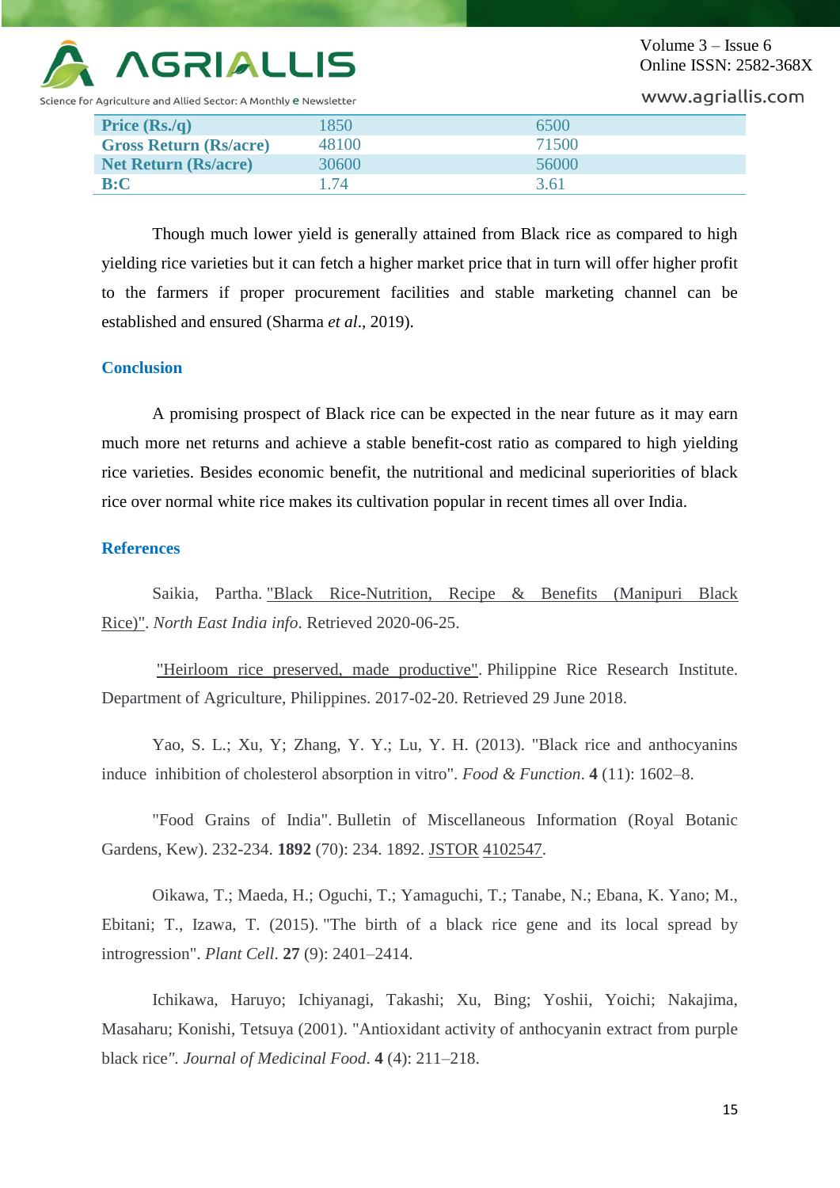| Price (Rs./q) | 1850 | 6500 |
|---|---|---|
| Gross Return (Rs/acre) | 48100 | 71500 |
| Net Return (Rs/acre) | 30600 | 56000 |
| B:C | 1.74 | 3.61 |

Though much lower yield is generally attained from Black rice as compared to high yielding rice varieties but it can fetch a higher market price that in turn will offer higher profit to the farmers if proper procurement facilities and stable marketing channel can be established and ensured (Sharma *et al*., 2019).

## Conclusion

A promising prospect of Black rice can be expected in the near future as it may earn much more net returns and achieve a stable benefit-cost ratio as compared to high yielding rice varieties. Besides economic benefit, the nutritional and medicinal superiorities of black rice over normal white rice makes its cultivation popular in recent times all over India.

## References

Saikia, Partha. "Black Rice-Nutrition, Recipe & Benefits (Manipuri Black Rice)". *North East India info*. Retrieved 2020-06-25.

"Heirloom rice preserved, made productive". Philippine Rice Research Institute. Department of Agriculture, Philippines. 2017-02-20. Retrieved 29 June 2018.

Yao, S. L.; Xu, Y; Zhang, Y. Y.; Lu, Y. H. (2013). "Black rice and anthocyanins induce inhibition of cholesterol absorption in vitro". *Food & Function*. **4** (11): 1602–8.

"Food Grains of India". Bulletin of Miscellaneous Information (Royal Botanic Gardens, Kew). 232-234. **1892** (70): 234. 1892. JSTOR 4102547.

Oikawa, T.; Maeda, H.; Oguchi, T.; Yamaguchi, T.; Tanabe, N.; Ebana, K. Yano; M., Ebitani; T., Izawa, T. (2015). "The birth of a black rice gene and its local spread by introgression". *Plant Cell*. **27** (9): 2401–2414.

Ichikawa, Haruyo; Ichiyanagi, Takashi; Xu, Bing; Yoshii, Yoichi; Nakajima, Masaharu; Konishi, Tetsuya (2001). "Antioxidant activity of anthocyanin extract from purple black rice". *Journal of Medicinal Food*. **4** (4): 211–218.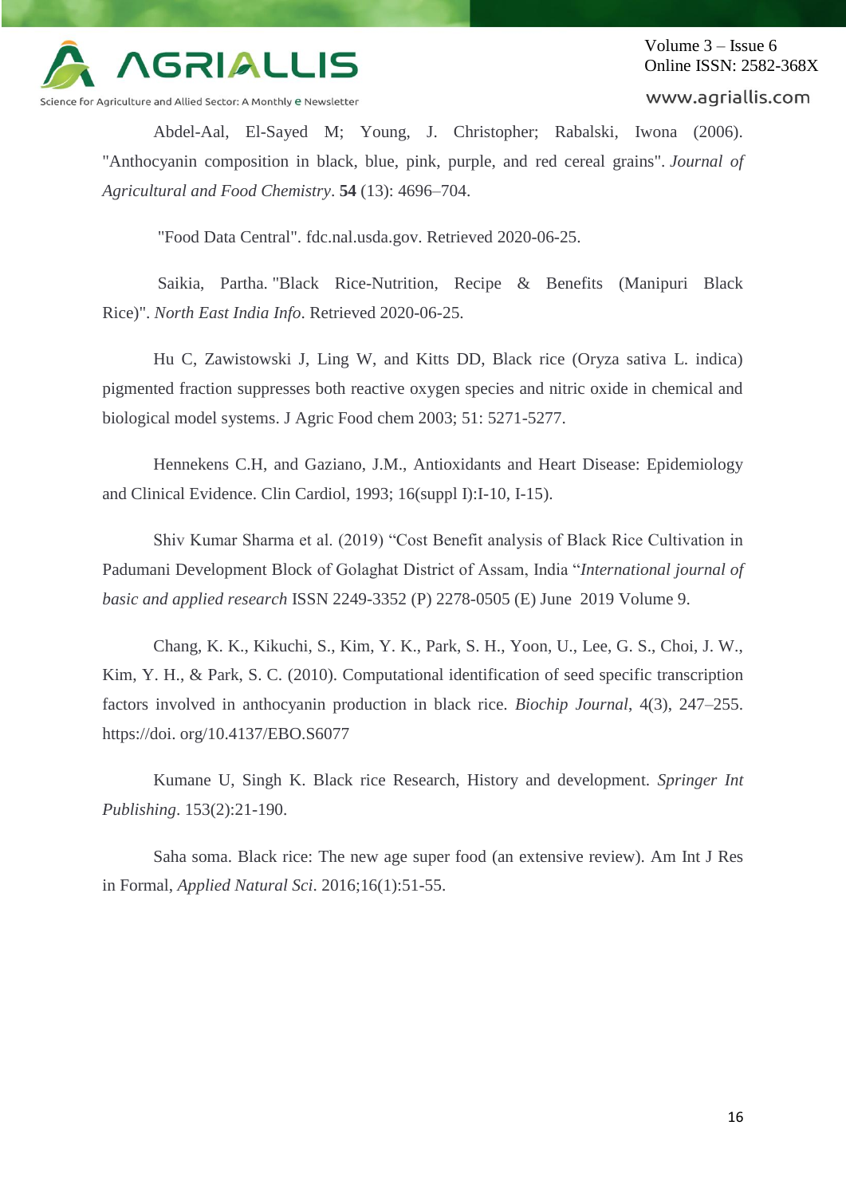Abdel-Aal, El-Sayed M; Young, J. Christopher; Rabalski, Iwona (2006). "Anthocyanin composition in black, blue, pink, purple, and red cereal grains". *Journal of Agricultural and Food Chemistry*. **54** (13): 4696–704.

"Food Data Central". fdc.nal.usda.gov. Retrieved 2020-06-25.

Saikia, Partha. "Black Rice-Nutrition, Recipe & Benefits (Manipuri Black Rice)". *North East India Info*. Retrieved 2020-06-25.

Hu C, Zawistowski J, Ling W, and Kitts DD, Black rice (Oryza sativa L. indica) pigmented fraction suppresses both reactive oxygen species and nitric oxide in chemical and biological model systems. J Agric Food chem 2003; 51: 5271-5277.

Hennekens C.H, and Gaziano, J.M., Antioxidants and Heart Disease: Epidemiology and Clinical Evidence. Clin Cardiol, 1993; 16(suppl I):I-10, I-15).

Shiv Kumar Sharma et al. (2019) "Cost Benefit analysis of Black Rice Cultivation in Padumani Development Block of Golaghat District of Assam, India "*International journal of basic and applied research* ISSN 2249-3352 (P) 2278-0505 (E) June 2019 Volume 9.

Chang, K. K., Kikuchi, S., Kim, Y. K., Park, S. H., Yoon, U., Lee, G. S., Choi, J. W., Kim, Y. H., & Park, S. C. (2010). Computational identification of seed specific transcription factors involved in anthocyanin production in black rice. *Biochip Journal*, 4(3), 247–255. https://doi. org/10.4137/EBO.S6077

Kumane U, Singh K. Black rice Research, History and development. *Springer Int Publishing*. 153(2):21-190.

Saha soma. Black rice: The new age super food (an extensive review). Am Int J Res in Formal, *Applied Natural Sci*. 2016;16(1):51-55.